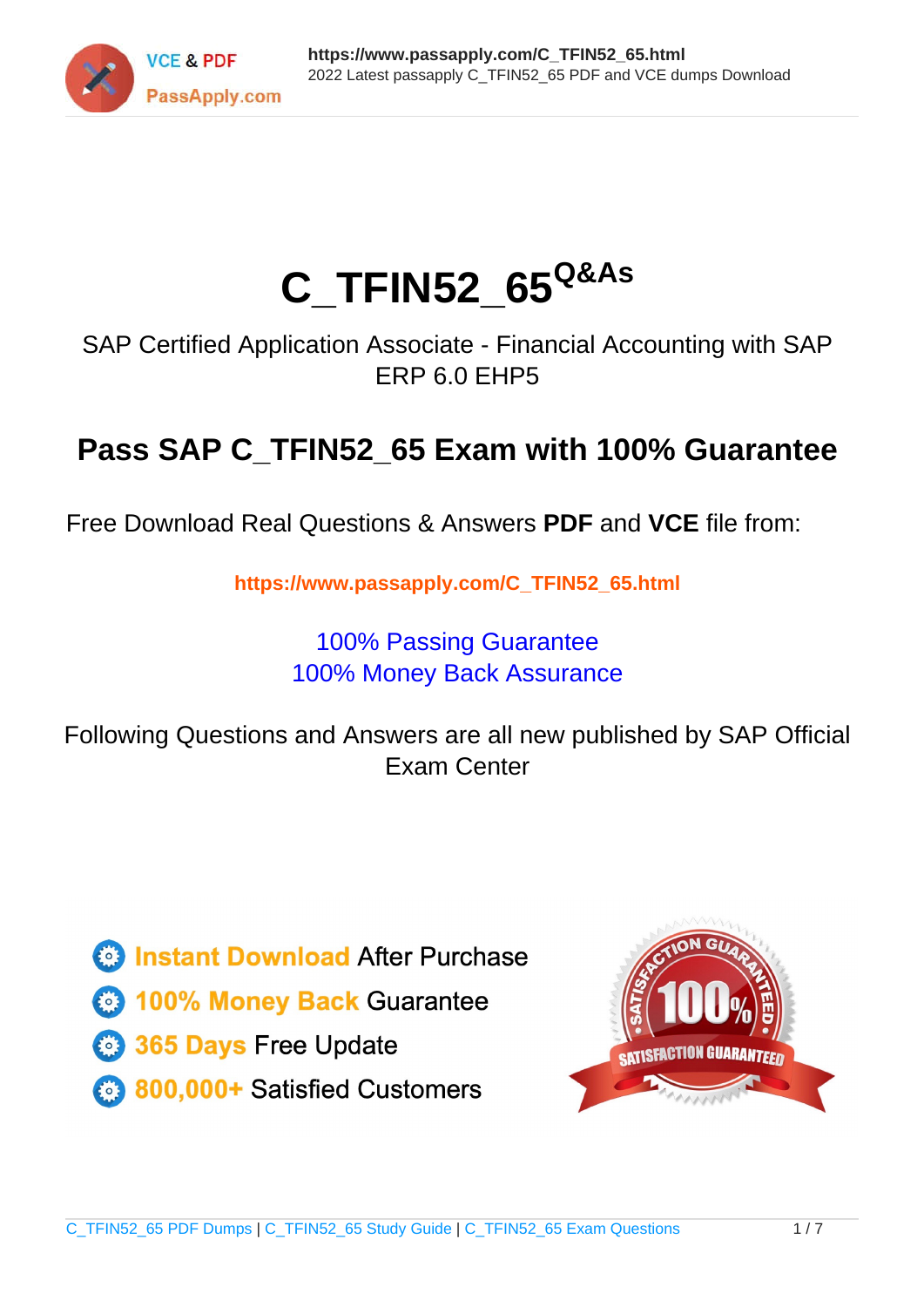# C_TFIN52_65 Q&As

SAP Certified Application Associate - Financial Accounting with SAP ERP 6.0 EHP5

## Pass SAP C_TFIN52_65 Exam with 100% Guarantee

Free Download Real Questions & Answers **PDF** and **VCE** file from:

**https://www.passapply.com/C_TFIN52_65.html**

100% Passing Guarantee
100% Money Back Assurance

Following Questions and Answers are all new published by SAP Official Exam Center

- **Instant Download** After Purchase
- **100% Money Back** Guarantee
- **365 Days** Free Update
- **800,000+** Satisfied Customers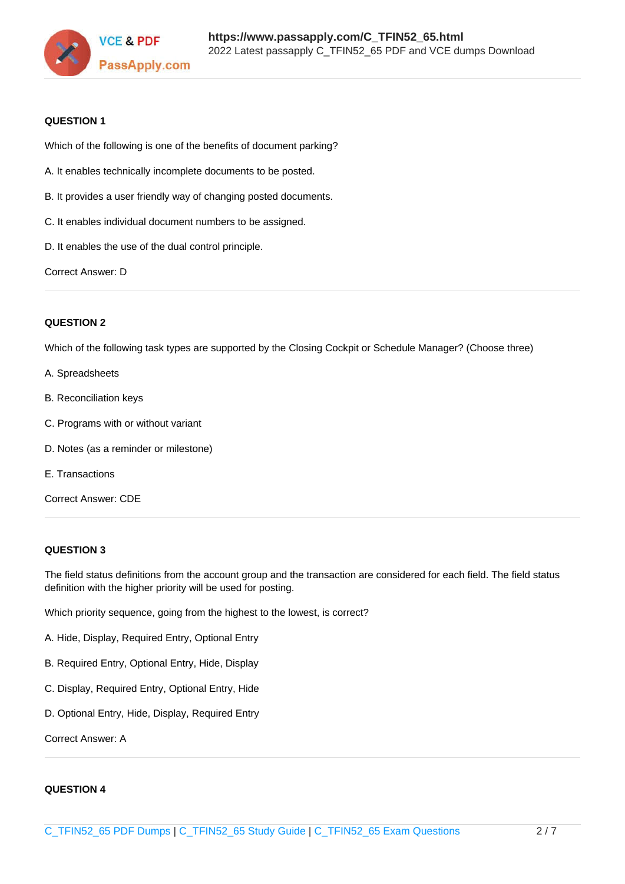**QUESTION 1**

Which of the following is one of the benefits of document parking?

A. It enables technically incomplete documents to be posted.

B. It provides a user friendly way of changing posted documents.

C. It enables individual document numbers to be assigned.

D. It enables the use of the dual control principle.

Correct Answer: D

---

**QUESTION 2**

Which of the following task types are supported by the Closing Cockpit or Schedule Manager? (Choose three)

A. Spreadsheets

B. Reconciliation keys

C. Programs with or without variant

D. Notes (as a reminder or milestone)

E. Transactions

Correct Answer: CDE

---

**QUESTION 3**

The field status definitions from the account group and the transaction are considered for each field. The field status definition with the higher priority will be used for posting.

Which priority sequence, going from the highest to the lowest, is correct?

A. Hide, Display, Required Entry, Optional Entry

B. Required Entry, Optional Entry, Hide, Display

C. Display, Required Entry, Optional Entry, Hide

D. Optional Entry, Hide, Display, Required Entry

Correct Answer: A

---

**QUESTION 4**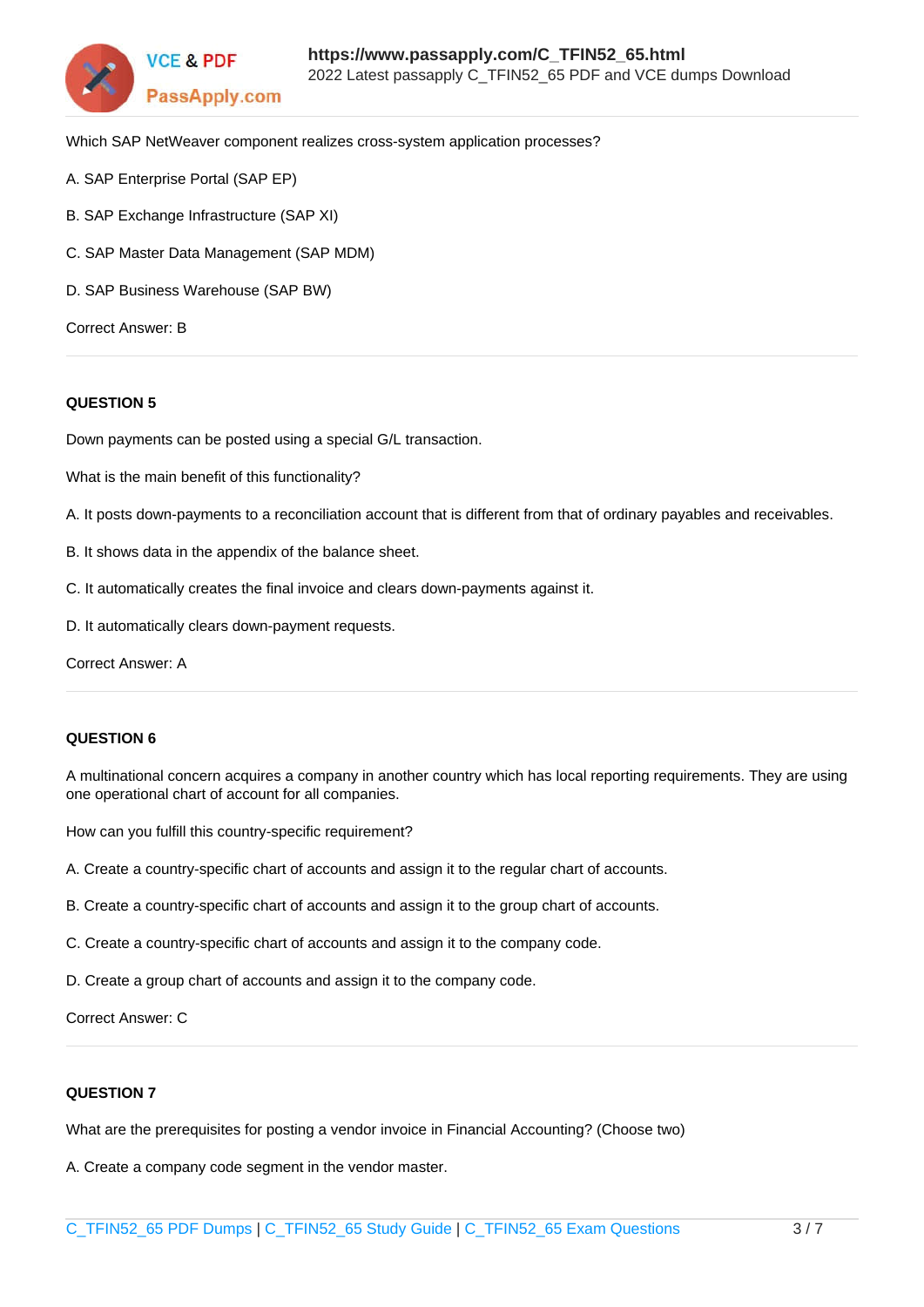Which SAP NetWeaver component realizes cross-system application processes?

A. SAP Enterprise Portal (SAP EP)

B. SAP Exchange Infrastructure (SAP XI)

C. SAP Master Data Management (SAP MDM)

D. SAP Business Warehouse (SAP BW)

Correct Answer: B

---

**QUESTION 5**

Down payments can be posted using a special G/L transaction.

What is the main benefit of this functionality?

A. It posts down-payments to a reconciliation account that is different from that of ordinary payables and receivables.

B. It shows data in the appendix of the balance sheet.

C. It automatically creates the final invoice and clears down-payments against it.

D. It automatically clears down-payment requests.

Correct Answer: A

---

**QUESTION 6**

A multinational concern acquires a company in another country which has local reporting requirements. They are using one operational chart of account for all companies.

How can you fulfill this country-specific requirement?

A. Create a country-specific chart of accounts and assign it to the regular chart of accounts.

B. Create a country-specific chart of accounts and assign it to the group chart of accounts.

C. Create a country-specific chart of accounts and assign it to the company code.

D. Create a group chart of accounts and assign it to the company code.

Correct Answer: C

---

**QUESTION 7**

What are the prerequisites for posting a vendor invoice in Financial Accounting? (Choose two)

A. Create a company code segment in the vendor master.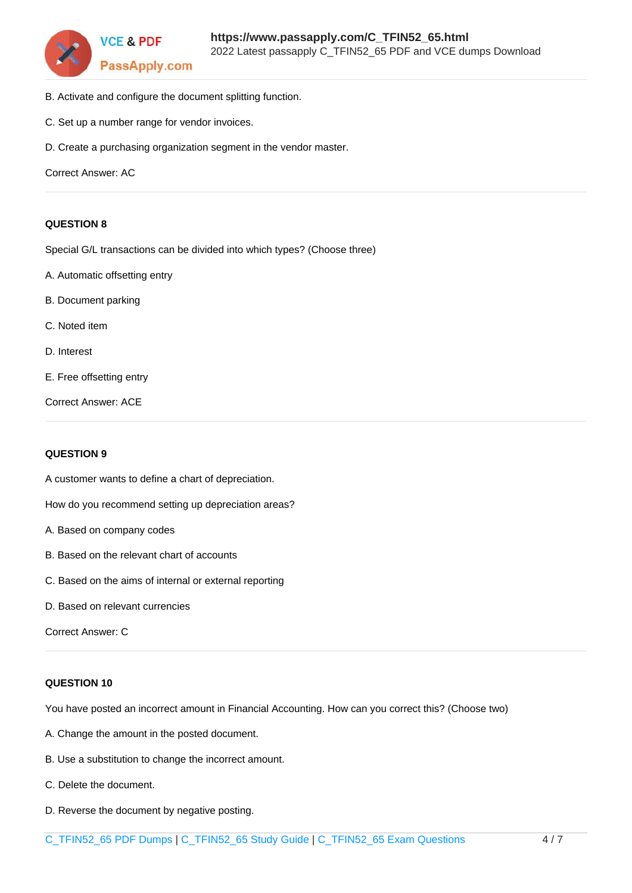B. Activate and configure the document splitting function.

C. Set up a number range for vendor invoices.

D. Create a purchasing organization segment in the vendor master.

Correct Answer: AC

---

**QUESTION 8**

Special G/L transactions can be divided into which types? (Choose three)

A. Automatic offsetting entry

B. Document parking

C. Noted item

D. Interest

E. Free offsetting entry

Correct Answer: ACE

---

**QUESTION 9**

A customer wants to define a chart of depreciation.

How do you recommend setting up depreciation areas?

A. Based on company codes

B. Based on the relevant chart of accounts

C. Based on the aims of internal or external reporting

D. Based on relevant currencies

Correct Answer: C

---

**QUESTION 10**

You have posted an incorrect amount in Financial Accounting. How can you correct this? (Choose two)

A. Change the amount in the posted document.

B. Use a substitution to change the incorrect amount.

C. Delete the document.

D. Reverse the document by negative posting.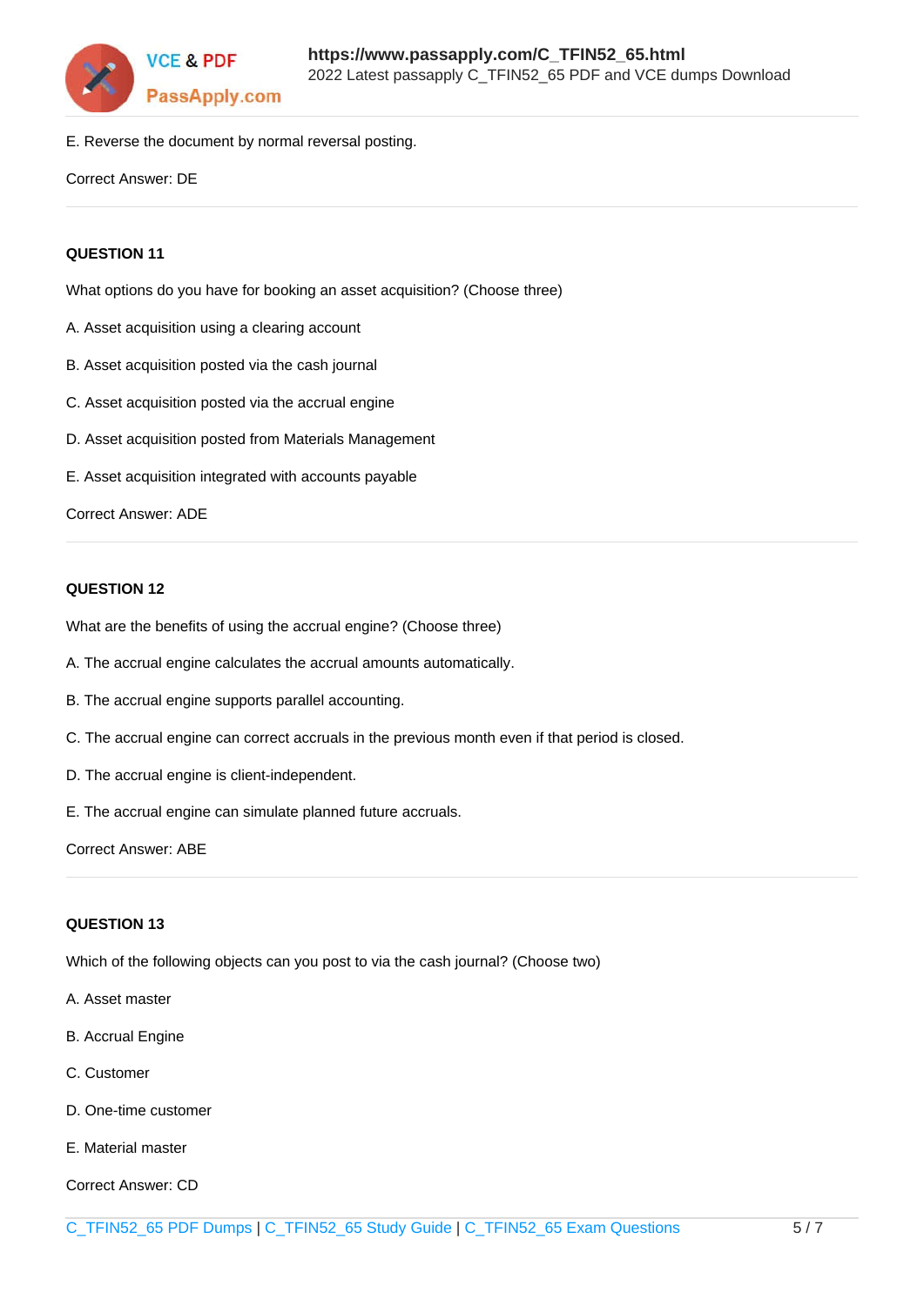E. Reverse the document by normal reversal posting.

Correct Answer: DE

### QUESTION 11

What options do you have for booking an asset acquisition? (Choose three)

A. Asset acquisition using a clearing account

B. Asset acquisition posted via the cash journal

C. Asset acquisition posted via the accrual engine

D. Asset acquisition posted from Materials Management

E. Asset acquisition integrated with accounts payable

Correct Answer: ADE

### QUESTION 12

What are the benefits of using the accrual engine? (Choose three)

A. The accrual engine calculates the accrual amounts automatically.

B. The accrual engine supports parallel accounting.

C. The accrual engine can correct accruals in the previous month even if that period is closed.

D. The accrual engine is client-independent.

E. The accrual engine can simulate planned future accruals.

Correct Answer: ABE

### QUESTION 13

Which of the following objects can you post to via the cash journal? (Choose two)

A. Asset master

B. Accrual Engine

C. Customer

D. One-time customer

E. Material master

Correct Answer: CD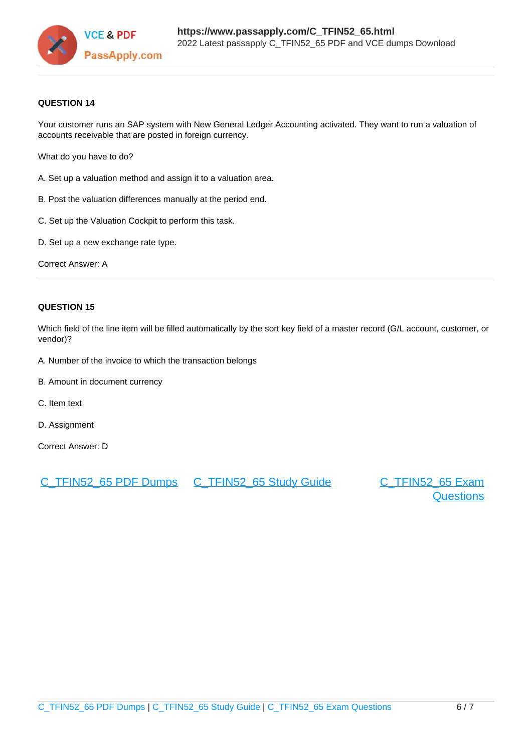**QUESTION 14**

Your customer runs an SAP system with New General Ledger Accounting activated. They want to run a valuation of accounts receivable that are posted in foreign currency.

What do you have to do?

A. Set up a valuation method and assign it to a valuation area.

B. Post the valuation differences manually at the period end.

C. Set up the Valuation Cockpit to perform this task.

D. Set up a new exchange rate type.

Correct Answer: A

**QUESTION 15**

Which field of the line item will be filled automatically by the sort key field of a master record (G/L account, customer, or vendor)?

A. Number of the invoice to which the transaction belongs

B. Amount in document currency

C. Item text

D. Assignment

Correct Answer: D

C_TFIN52_65 PDF Dumps C_TFIN52_65 Study Guide C_TFIN52_65 Exam Questions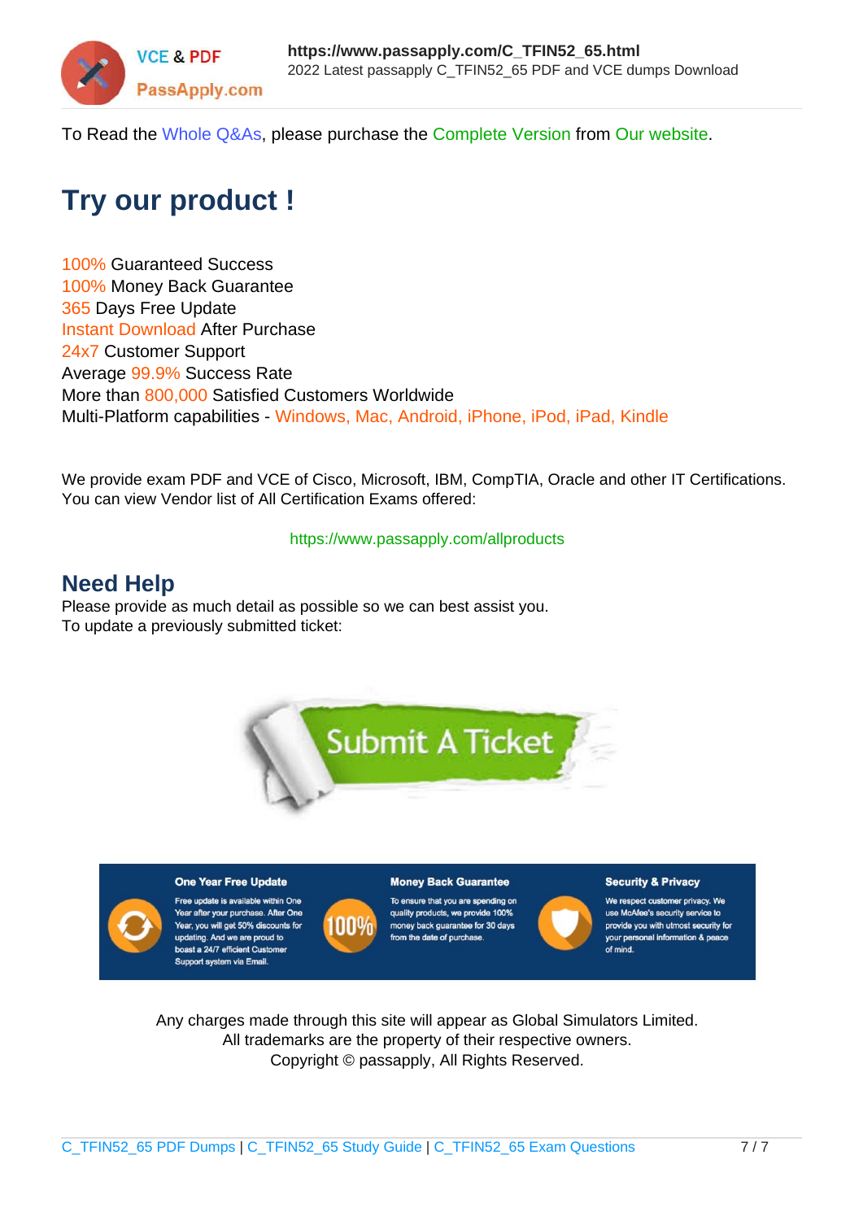To Read the Whole Q&As, please purchase the Complete Version from Our website.

# Try our product !

100% Guaranteed Success
100% Money Back Guarantee
365 Days Free Update
Instant Download After Purchase
24x7 Customer Support
Average 99.9% Success Rate
More than 800,000 Satisfied Customers Worldwide
Multi-Platform capabilities - Windows, Mac, Android, iPhone, iPod, iPad, Kindle

We provide exam PDF and VCE of Cisco, Microsoft, IBM, CompTIA, Oracle and other IT Certifications.
You can view Vendor list of All Certification Exams offered:

https://www.passapply.com/allproducts

## Need Help

Please provide as much detail as possible so we can best assist you.
To update a previously submitted ticket:

Submit A Ticket

**One Year Free Update**
Free update is available within One Year after your purchase. After One Year, you will get 50% discounts for updating. And we are proud to boast a 24/7 efficient Customer Support system via Email.

**Money Back Guarantee**
To ensure that you are spending on quality products, we provide 100% money back guarantee for 30 days from the date of purchase.

**Security & Privacy**
We respect customer privacy. We use McAfee's security service to provide you with utmost security for your personal information & peace of mind.

Any charges made through this site will appear as Global Simulators Limited.
All trademarks are the property of their respective owners.
Copyright © passapply, All Rights Reserved.